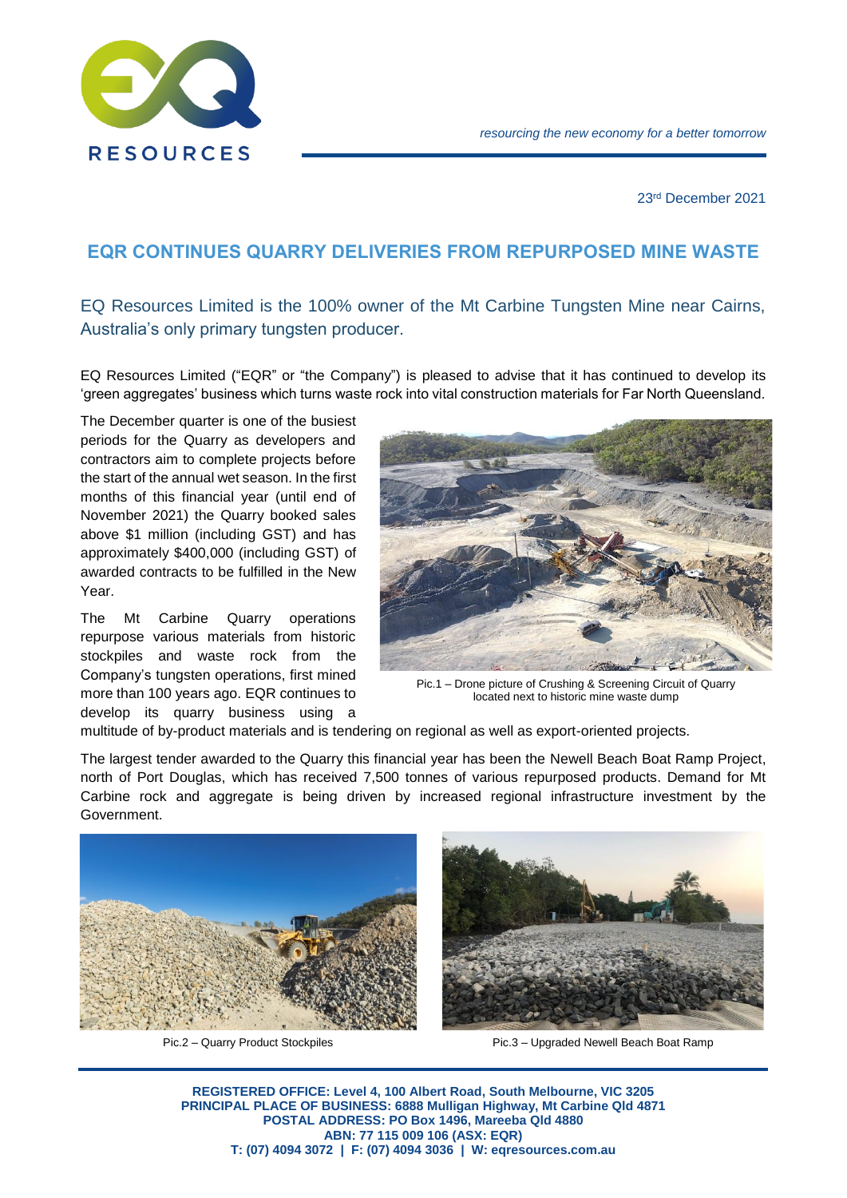*resourcing the new economy for a better tomorrow*

23rd December 2021

## EQR CONTINUES QUARRY DELIVERIES FROM REPURPOSED MINE WASTE

### EQ Resources Limited is the 100% owner of the Mt Carbine Tungsten Mine near Cairns, Australia's only primary tungsten producer.

EQ Resources Limited ("EQR" or "the Company") is pleased to advise that it has continued to develop its 'green aggregates' business which turns waste rock into vital construction materials for Far North Queensland.

The December quarter is one of the busiest periods for the Quarry as developers and contractors aim to complete projects before the start of the annual wet season. In the first months of this financial year (until end of November 2021) the Quarry booked sales above $1 million (including GST) and has approximately $400,000 (including GST) of awarded contracts to be fulfilled in the New Year.

The Mt Carbine Quarry operations repurpose various materials from historic stockpiles and waste rock from the Company's tungsten operations, first mined more than 100 years ago. EQR continues to develop its quarry business using a multitude of by-product materials and is tendering on regional as well as export-oriented projects.

Pic.1 – Drone picture of Crushing & Screening Circuit of Quarry located next to historic mine waste dump

The largest tender awarded to the Quarry this financial year has been the Newell Beach Boat Ramp Project, north of Port Douglas, which has received 7,500 tonnes of various repurposed products. Demand for Mt Carbine rock and aggregate is being driven by increased regional infrastructure investment by the Government.

Pic.2 – Quarry Product Stockpiles

Pic.3 – Upgraded Newell Beach Boat Ramp

**REGISTERED OFFICE: Level 4, 100 Albert Road, South Melbourne, VIC 3205**
**PRINCIPAL PLACE OF BUSINESS: 6888 Mulligan Highway, Mt Carbine Qld 4871**
**POSTAL ADDRESS: PO Box 1496, Mareeba Qld 4880**
**ABN: 77 115 009 106 (ASX: EQR)**
**T: (07) 4094 3072 | F: (07) 4094 3036 | W: eqresources.com.au**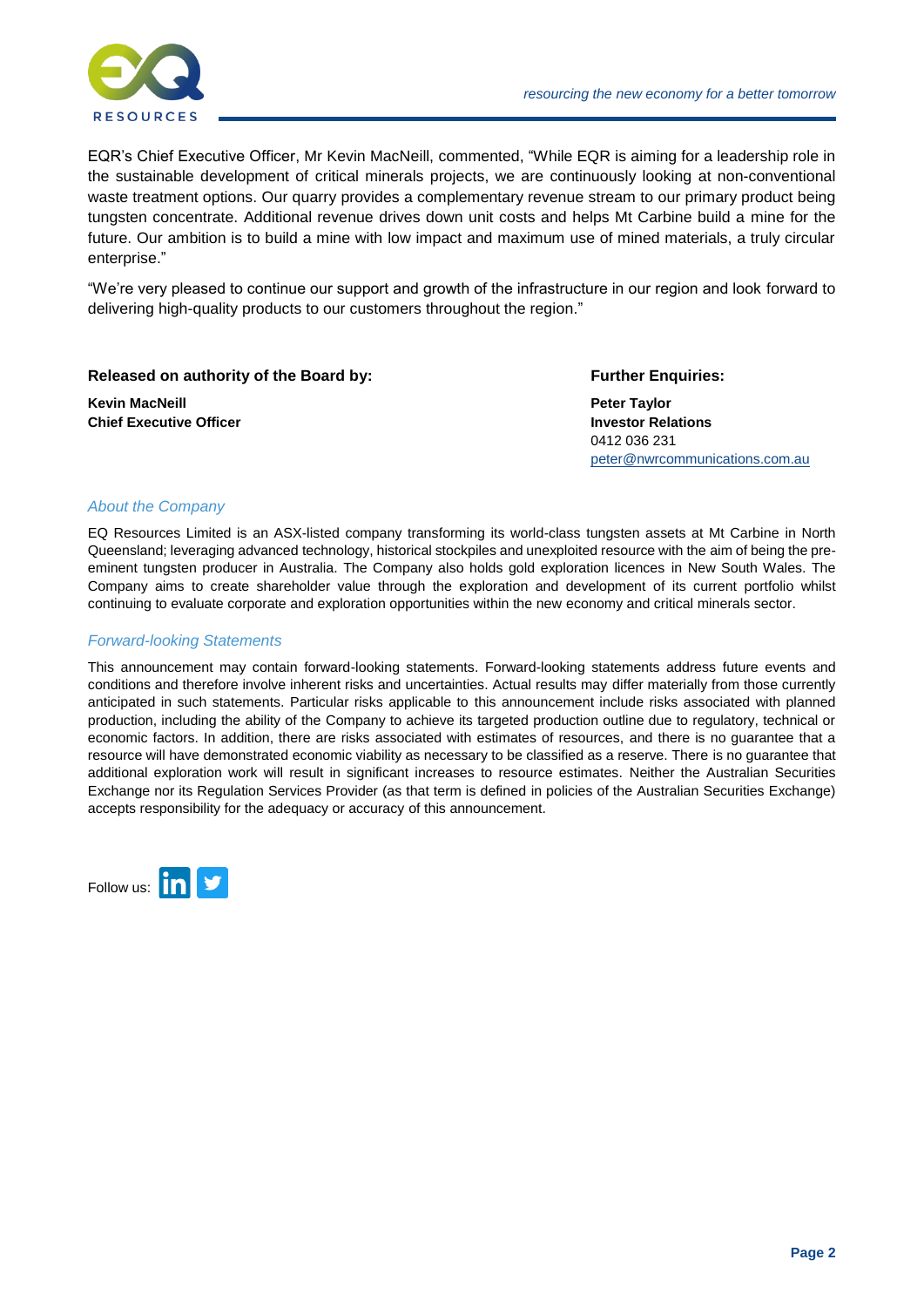EQR's Chief Executive Officer, Mr Kevin MacNeill, commented, "While EQR is aiming for a leadership role in the sustainable development of critical minerals projects, we are continuously looking at non-conventional waste treatment options. Our quarry provides a complementary revenue stream to our primary product being tungsten concentrate. Additional revenue drives down unit costs and helps Mt Carbine build a mine for the future. Our ambition is to build a mine with low impact and maximum use of mined materials, a truly circular enterprise."

"We're very pleased to continue our support and growth of the infrastructure in our region and look forward to delivering high-quality products to our customers throughout the region."

**Released on authority of the Board by:**

**Kevin MacNeill**
**Chief Executive Officer**

**Further Enquiries:**

**Peter Taylor**
**Investor Relations**
0412 036 231
peter@nwrcommunications.com.au

## *About the Company*

EQ Resources Limited is an ASX-listed company transforming its world-class tungsten assets at Mt Carbine in North Queensland; leveraging advanced technology, historical stockpiles and unexploited resource with the aim of being the pre-eminent tungsten producer in Australia. The Company also holds gold exploration licences in New South Wales. The Company aims to create shareholder value through the exploration and development of its current portfolio whilst continuing to evaluate corporate and exploration opportunities within the new economy and critical minerals sector.

## *Forward-looking Statements*

This announcement may contain forward-looking statements. Forward-looking statements address future events and conditions and therefore involve inherent risks and uncertainties. Actual results may differ materially from those currently anticipated in such statements. Particular risks applicable to this announcement include risks associated with planned production, including the ability of the Company to achieve its targeted production outline due to regulatory, technical or economic factors. In addition, there are risks associated with estimates of resources, and there is no guarantee that a resource will have demonstrated economic viability as necessary to be classified as a reserve. There is no guarantee that additional exploration work will result in significant increases to resource estimates. Neither the Australian Securities Exchange nor its Regulation Services Provider (as that term is defined in policies of the Australian Securities Exchange) accepts responsibility for the adequacy or accuracy of this announcement.

Follow us: